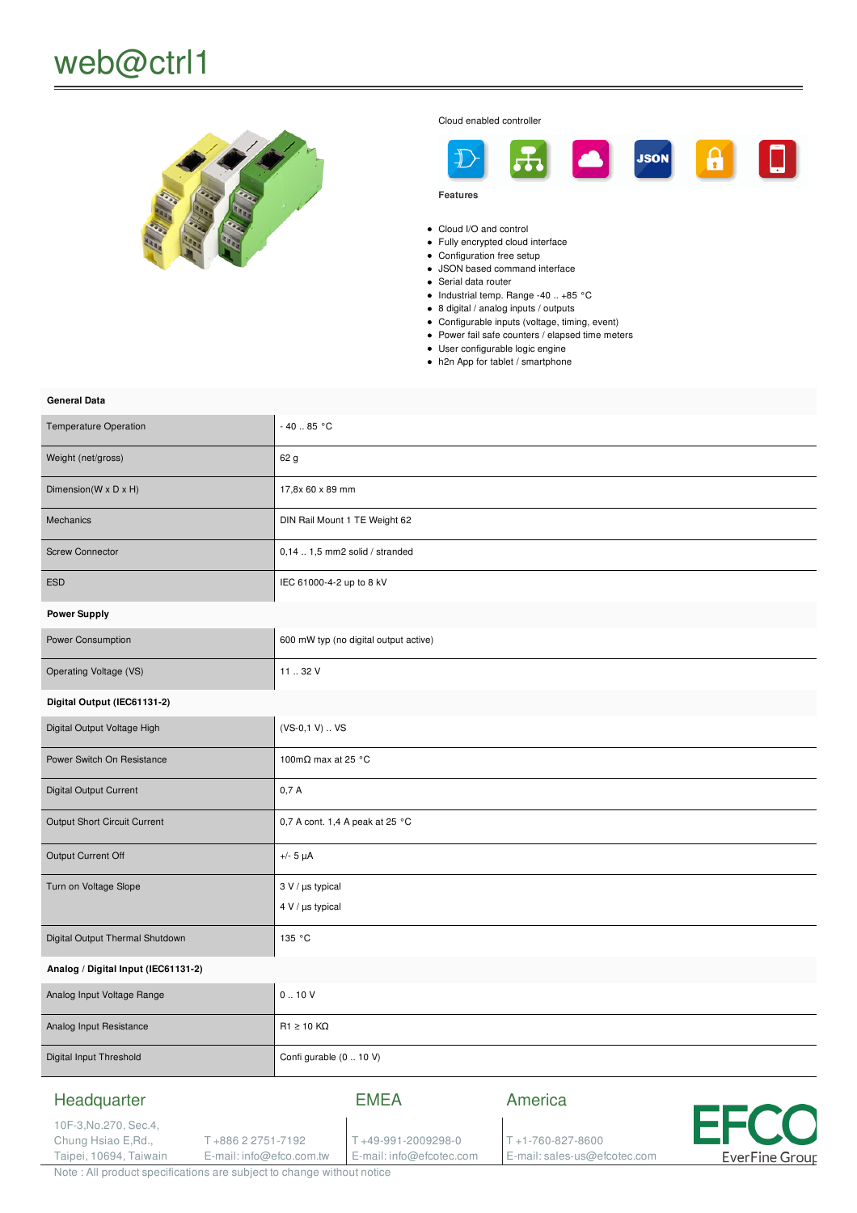# web@ctrl1

Cloud enabled controller

**Features**

- Cloud I/O and control
- Fully encrypted cloud interface
- Configuration free setup
- JSON based command interface
- Serial data router
- Industrial temp. Range -40 .. +85 °C
- 8 digital / analog inputs / outputs
- Configurable inputs (voltage, timing, event)
- Power fail safe counters / elapsed time meters
- User configurable logic engine
- h2n App for tablet / smartphone

| **General Data** | |
|---|---|
| Temperature Operation | - 40 .. 85 °C |
| Weight (net/gross) | 62 g |
| Dimension(W x D x H) | 17,8x 60 x 89 mm |
| Mechanics | DIN Rail Mount 1 TE Weight 62 |
| Screw Connector | 0,14 .. 1,5 mm2 solid / stranded |
| ESD | IEC 61000-4-2 up to 8 kV |
| **Power Supply** | |
| Power Consumption | 600 mW typ (no digital output active) |
| Operating Voltage (VS) | 11 .. 32 V |
| **Digital Output (IEC61131-2)** | |
| Digital Output Voltage High | (VS-0,1 V) .. VS |
| Power Switch On Resistance | 100mΩ max at 25 °C |
| Digital Output Current | 0,7 A |
| Output Short Circuit Current | 0,7 A cont. 1,4 A peak at 25 °C |
| Output Current Off | +/- 5 µA |
| Turn on Voltage Slope | 3 V / µs typical<br>4 V / µs typical |
| Digital Output Thermal Shutdown | 135 °C |
| **Analog / Digital Input (IEC61131-2)** | |
| Analog Input Voltage Range | 0 .. 10 V |
| Analog Input Resistance | R1 ≥ 10 KΩ |
| Digital Input Threshold | Confi gurable (0 .. 10 V) |

## Headquarter

10F-3,No.270, Sec.4,
Chung Hsiao E,Rd.,
Taipei, 10694, Taiwain

T +886 2 2751-7192
E-mail: info@efco.com.tw

## EMEA

T +49-991-2009298-0
E-mail: info@efcotec.com

## America

T +1-760-827-8600
E-mail: sales-us@efcotec.com

EFCO EverFine Group

Note : All product specifications are subject to change without notice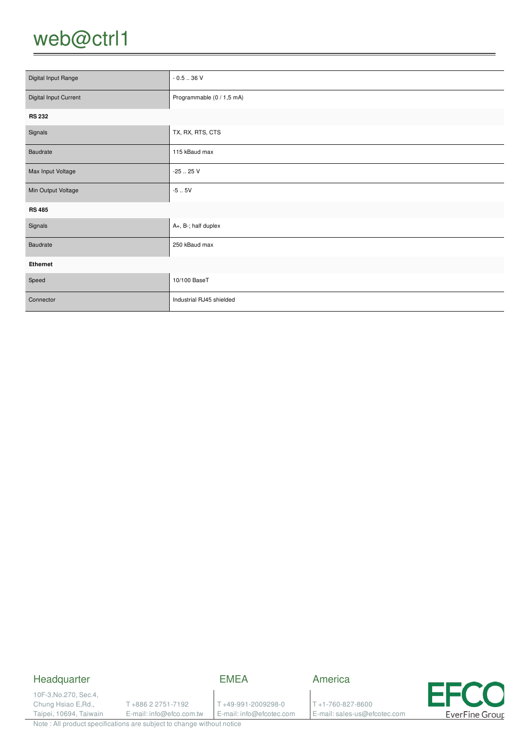# web@ctrl1

| | |
|---|---|
| Digital Input Range | - 0.5 .. 36 V |
| Digital Input Current | Programmable (0 / 1,5 mA) |
| **RS 232** | |
| Signals | TX, RX, RTS, CTS |
| Baudrate | 115 kBaud max |
| Max Input Voltage | -25 .. 25 V |
| Min Output Voltage | -5 .. 5V |
| **RS 485** | |
| Signals | A+, B-; half duplex |
| Baudrate | 250 kBaud max |
| **Ethernet** | |
| Speed | 10/100 BaseT |
| Connector | Industrial RJ45 shielded |

## Headquarter

10F-3,No.270, Sec.4,
Chung Hsiao E,Rd.,
Taipei, 10694, Taiwain

T +886 2 2751-7192
E-mail: info@efco.com.tw

## EMEA

T +49-991-2009298-0
E-mail: info@efcotec.com

## America

T +1-760-827-8600
E-mail: sales-us@efcotec.com

EFCO
EverFine Group

Note : All product specifications are subject to change without notice